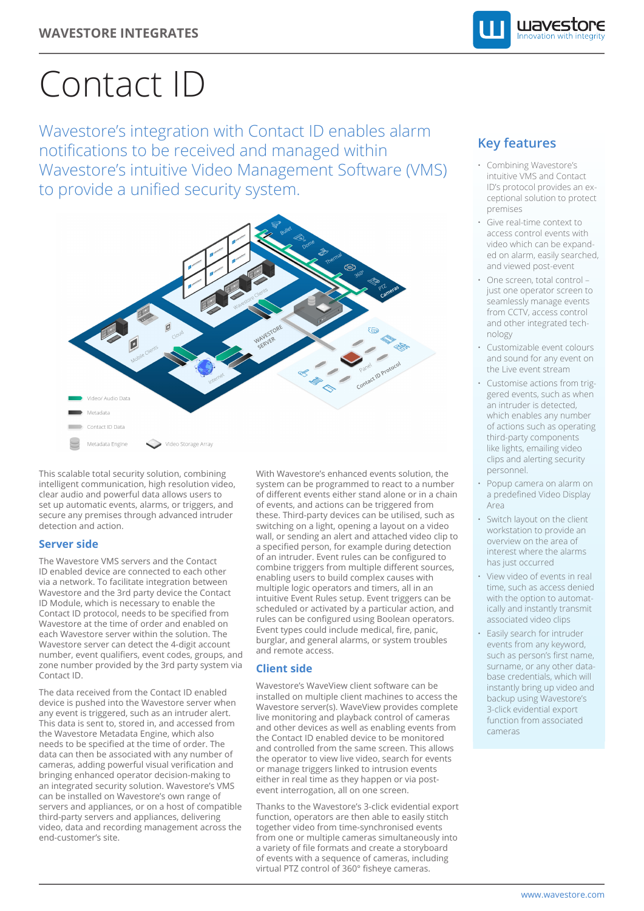WAVESTORE INTEGRATES

# Contact ID

Wavestore's integration with Contact ID enables alarm notifications to be received and managed within Wavestore's intuitive Video Management Software (VMS) to provide a unified security system.

This scalable total security solution, combining intelligent communication, high resolution video, clear audio and powerful data allows users to set up automatic events, alarms, or triggers, and secure any premises through advanced intruder detection and action.

## Server side

The Wavestore VMS servers and the Contact ID enabled device are connected to each other via a network. To facilitate integration between Wavestore and the 3rd party device the Contact ID Module, which is necessary to enable the Contact ID protocol, needs to be specified from Wavestore at the time of order and enabled on each Wavestore server within the solution. The Wavestore server can detect the 4-digit account number, event qualifiers, event codes, groups, and zone number provided by the 3rd party system via Contact ID.

The data received from the Contact ID enabled device is pushed into the Wavestore server when any event is triggered, such as an intruder alert. This data is sent to, stored in, and accessed from the Wavestore Metadata Engine, which also needs to be specified at the time of order. The data can then be associated with any number of cameras, adding powerful visual verification and bringing enhanced operator decision-making to an integrated security solution. Wavestore's VMS can be installed on Wavestore's own range of servers and appliances, or on a host of compatible third-party servers and appliances, delivering video, data and recording management across the end-customer's site.

With Wavestore's enhanced events solution, the system can be programmed to react to a number of different events either stand alone or in a chain of events, and actions can be triggered from these. Third-party devices can be utilised, such as switching on a light, opening a layout on a video wall, or sending an alert and attached video clip to a specified person, for example during detection of an intruder. Event rules can be configured to combine triggers from multiple different sources, enabling users to build complex causes with multiple logic operators and timers, all in an intuitive Event Rules setup. Event triggers can be scheduled or activated by a particular action, and rules can be configured using Boolean operators. Event types could include medical, fire, panic, burglar, and general alarms, or system troubles and remote access.

## Client side

Wavestore's WaveView client software can be installed on multiple client machines to access the Wavestore server(s). WaveView provides complete live monitoring and playback control of cameras and other devices as well as enabling events from the Contact ID enabled device to be monitored and controlled from the same screen. This allows the operator to view live video, search for events or manage triggers linked to intrusion events either in real time as they happen or via post-event interrogation, all on one screen.

Thanks to the Wavestore's 3-click evidential export function, operators are then able to easily stitch together video from time-synchronised events from one or multiple cameras simultaneously into a variety of file formats and create a storyboard of events with a sequence of cameras, including virtual PTZ control of 360° fisheye cameras.

## Key features

- Combining Wavestore's intuitive VMS and Contact ID's protocol provides an exceptional solution to protect premises
- Give real-time context to access control events with video which can be expanded on alarm, easily searched, and viewed post-event
- One screen, total control – just one operator screen to seamlessly manage events from CCTV, access control and other integrated technology
- Customizable event colours and sound for any event on the Live event stream
- Customise actions from triggered events, such as when an intruder is detected, which enables any number of actions such as operating third-party components like lights, emailing video clips and alerting security personnel.
- Popup camera on alarm on a predefined Video Display Area
- Switch layout on the client workstation to provide an overview on the area of interest where the alarms has just occurred
- View video of events in real time, such as access denied with the option to automatically and instantly transmit associated video clips
- Easily search for intruder events from any keyword, such as person's first name, surname, or any other database credentials, which will instantly bring up video and backup using Wavestore's 3-click evidential export function from associated cameras

www.wavestore.com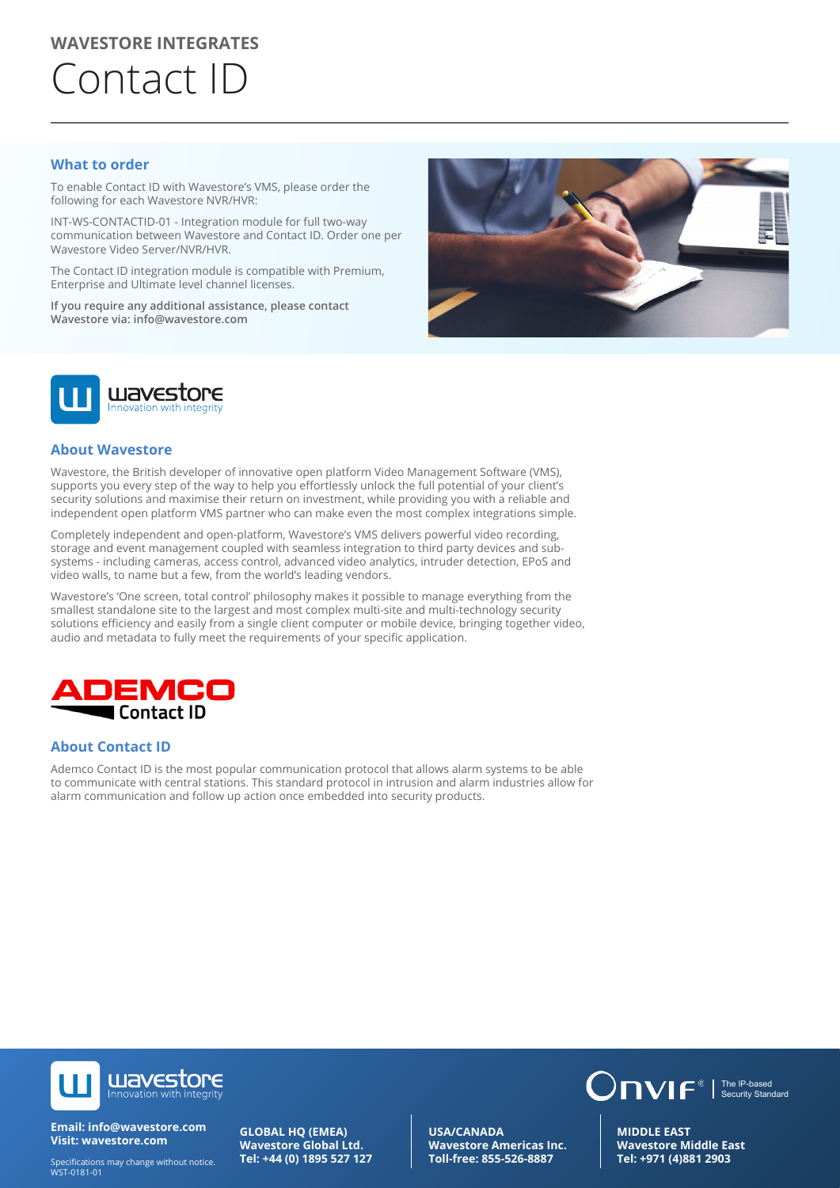## WAVESTORE INTEGRATES

# Contact ID

### What to order

To enable Contact ID with Wavestore's VMS, please order the following for each Wavestore NVR/HVR:

INT-WS-CONTACTID-01 - Integration module for full two-way communication between Wavestore and Contact ID. Order one per Wavestore Video Server/NVR/HVR.

The Contact ID integration module is compatible with Premium, Enterprise and Ultimate level channel licenses.

**If you require any additional assistance, please contact Wavestore via: info@wavestore.com**

wavestore
Innovation with integrity

### About Wavestore

Wavestore, the British developer of innovative open platform Video Management Software (VMS), supports you every step of the way to help you effortlessly unlock the full potential of your client's security solutions and maximise their return on investment, while providing you with a reliable and independent open platform VMS partner who can make even the most complex integrations simple.

Completely independent and open-platform, Wavestore's VMS delivers powerful video recording, storage and event management coupled with seamless integration to third party devices and sub-systems - including cameras, access control, advanced video analytics, intruder detection, EPoS and video walls, to name but a few, from the world's leading vendors.

Wavestore's 'One screen, total control' philosophy makes it possible to manage everything from the smallest standalone site to the largest and most complex multi-site and multi-technology security solutions efficiency and easily from a single client computer or mobile device, bringing together video, audio and metadata to fully meet the requirements of your specific application.

ADEMCO
Contact ID

### About Contact ID

Ademco Contact ID is the most popular communication protocol that allows alarm systems to be able to communicate with central stations. This standard protocol in intrusion and alarm industries allow for alarm communication and follow up action once embedded into security products.

wavestore
Innovation with integrity

**Email: info@wavestore.com**
**Visit: wavestore.com**

Specifications may change without notice.
WST-0181-01

**GLOBAL HQ (EMEA)**
**Wavestore Global Ltd.**
**Tel: +44 (0) 1895 527 127**

**USA/CANADA**
**Wavestore Americas Inc.**
**Toll-free: 855-526-8887**

ONVIF® The IP-based Security Standard

**MIDDLE EAST**
**Wavestore Middle East**
**Tel: +971 (4)881 2903**